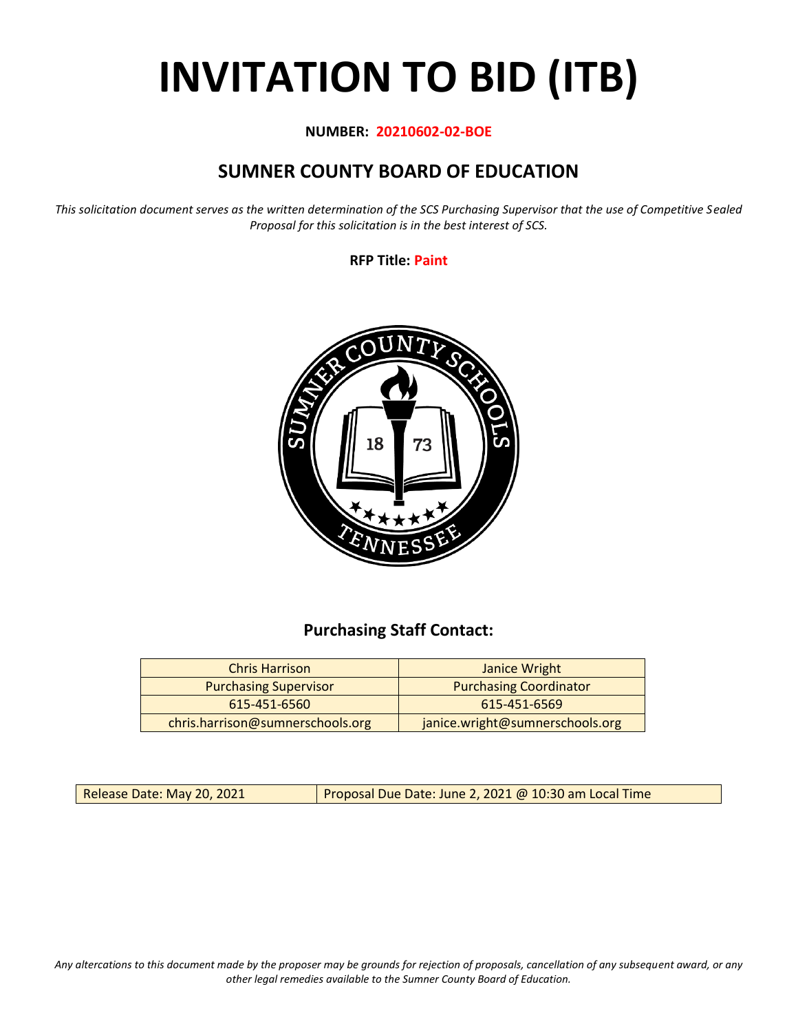# INVITATION TO BID (ITB)

**NUMBER: 20210602-02-BOE**

## SUMNER COUNTY BOARD OF EDUCATION

*This solicitation document serves as the written determination of the SCS Purchasing Supervisor that the use of Competitive Sealed Proposal for this solicitation is in the best interest of SCS.*

**RFP Title: Paint**

### Purchasing Staff Contact:

| Chris Harrison | Janice Wright |
| --- | --- |
| Purchasing Supervisor | Purchasing Coordinator |
| 615-451-6560 | 615-451-6569 |
| chris.harrison@sumnerschools.org | janice.wright@sumnerschools.org |

| Release Date: May 20, 2021 | Proposal Due Date: June 2, 2021 @ 10:30 am Local Time |
| --- | --- |

*Any altercations to this document made by the proposer may be grounds for rejection of proposals, cancellation of any subsequent award, or any other legal remedies available to the Sumner County Board of Education.*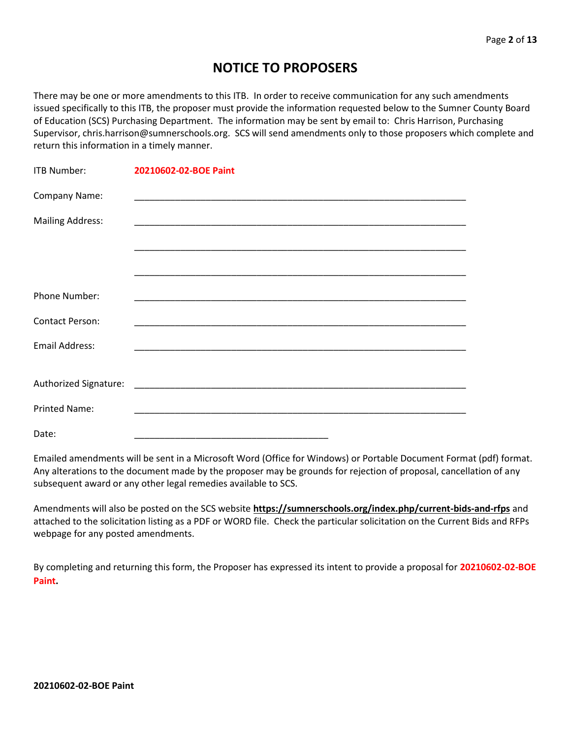# NOTICE TO PROPOSERS

There may be one or more amendments to this ITB. In order to receive communication for any such amendments issued specifically to this ITB, the proposer must provide the information requested below to the Sumner County Board of Education (SCS) Purchasing Department. The information may be sent by email to: Chris Harrison, Purchasing Supervisor, chris.harrison@sumnerschools.org. SCS will send amendments only to those proposers which complete and return this information in a timely manner.

ITB Number: **20210602-02-BOE Paint**

Company Name: ____________________________________________________________________

Mailing Address: ____________________________________________________________________

____________________________________________________________________

____________________________________________________________________

Phone Number: ____________________________________________________________________

Contact Person: ____________________________________________________________________

Email Address: ____________________________________________________________________

Authorized Signature: ____________________________________________________________________

Printed Name: ____________________________________________________________________

Date: _______________________________________

Emailed amendments will be sent in a Microsoft Word (Office for Windows) or Portable Document Format (pdf) format. Any alterations to the document made by the proposer may be grounds for rejection of proposal, cancellation of any subsequent award or any other legal remedies available to SCS.

Amendments will also be posted on the SCS website **https://sumnerschools.org/index.php/current-bids-and-rfps** and attached to the solicitation listing as a PDF or WORD file. Check the particular solicitation on the Current Bids and RFPs webpage for any posted amendments.

By completing and returning this form, the Proposer has expressed its intent to provide a proposal for **20210602-02-BOE Paint.**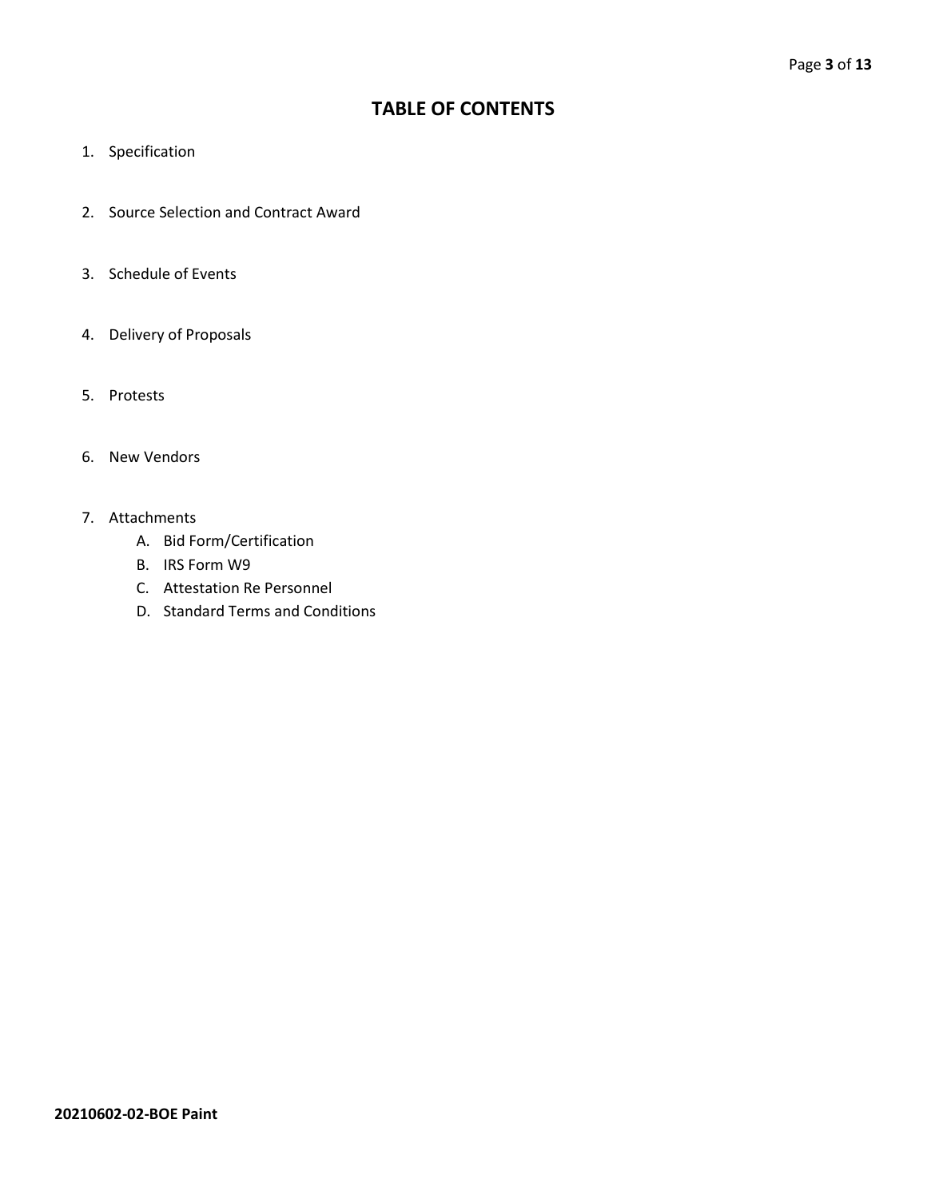# TABLE OF CONTENTS

1. Specification
2. Source Selection and Contract Award
3. Schedule of Events
4. Delivery of Proposals
5. Protests
6. New Vendors
7. Attachments
   A. Bid Form/Certification
   B. IRS Form W9
   C. Attestation Re Personnel
   D. Standard Terms and Conditions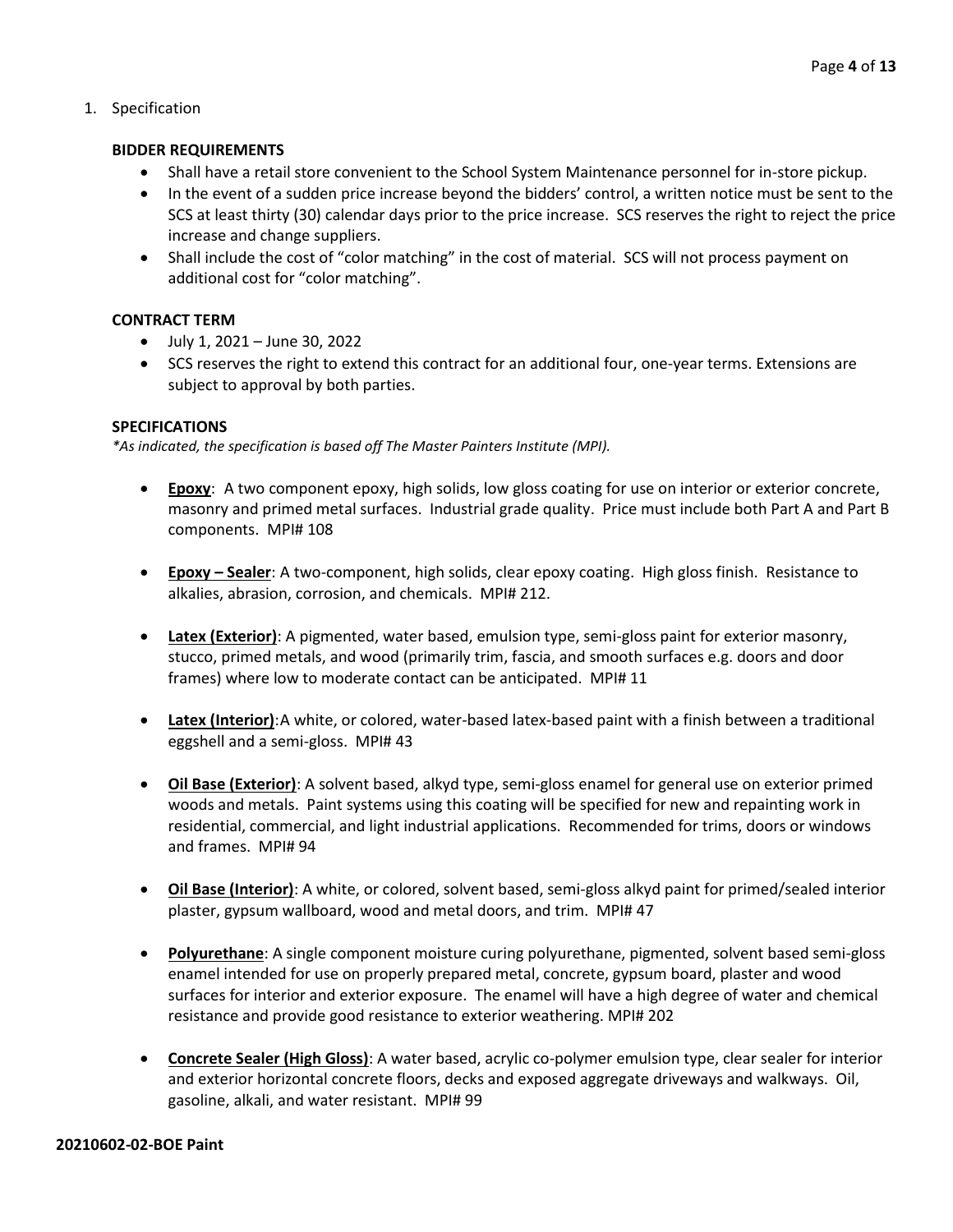1. Specification

**BIDDER REQUIREMENTS**

- Shall have a retail store convenient to the School System Maintenance personnel for in-store pickup.
- In the event of a sudden price increase beyond the bidders' control, a written notice must be sent to the SCS at least thirty (30) calendar days prior to the price increase. SCS reserves the right to reject the price increase and change suppliers.
- Shall include the cost of "color matching" in the cost of material. SCS will not process payment on additional cost for "color matching".

**CONTRACT TERM**

- July 1, 2021 – June 30, 2022
- SCS reserves the right to extend this contract for an additional four, one-year terms. Extensions are subject to approval by both parties.

**SPECIFICATIONS**

*\*As indicated, the specification is based off The Master Painters Institute (MPI).*

- **Epoxy**: A two component epoxy, high solids, low gloss coating for use on interior or exterior concrete, masonry and primed metal surfaces. Industrial grade quality. Price must include both Part A and Part B components. MPI# 108
- **Epoxy – Sealer**: A two-component, high solids, clear epoxy coating. High gloss finish. Resistance to alkalies, abrasion, corrosion, and chemicals. MPI# 212.
- **Latex (Exterior)**: A pigmented, water based, emulsion type, semi-gloss paint for exterior masonry, stucco, primed metals, and wood (primarily trim, fascia, and smooth surfaces e.g. doors and door frames) where low to moderate contact can be anticipated. MPI# 11
- **Latex (Interior)**:A white, or colored, water-based latex-based paint with a finish between a traditional eggshell and a semi-gloss. MPI# 43
- **Oil Base (Exterior)**: A solvent based, alkyd type, semi-gloss enamel for general use on exterior primed woods and metals. Paint systems using this coating will be specified for new and repainting work in residential, commercial, and light industrial applications. Recommended for trims, doors or windows and frames. MPI# 94
- **Oil Base (Interior)**: A white, or colored, solvent based, semi-gloss alkyd paint for primed/sealed interior plaster, gypsum wallboard, wood and metal doors, and trim. MPI# 47
- **Polyurethane**: A single component moisture curing polyurethane, pigmented, solvent based semi-gloss enamel intended for use on properly prepared metal, concrete, gypsum board, plaster and wood surfaces for interior and exterior exposure. The enamel will have a high degree of water and chemical resistance and provide good resistance to exterior weathering. MPI# 202
- **Concrete Sealer (High Gloss)**: A water based, acrylic co-polymer emulsion type, clear sealer for interior and exterior horizontal concrete floors, decks and exposed aggregate driveways and walkways. Oil, gasoline, alkali, and water resistant. MPI# 99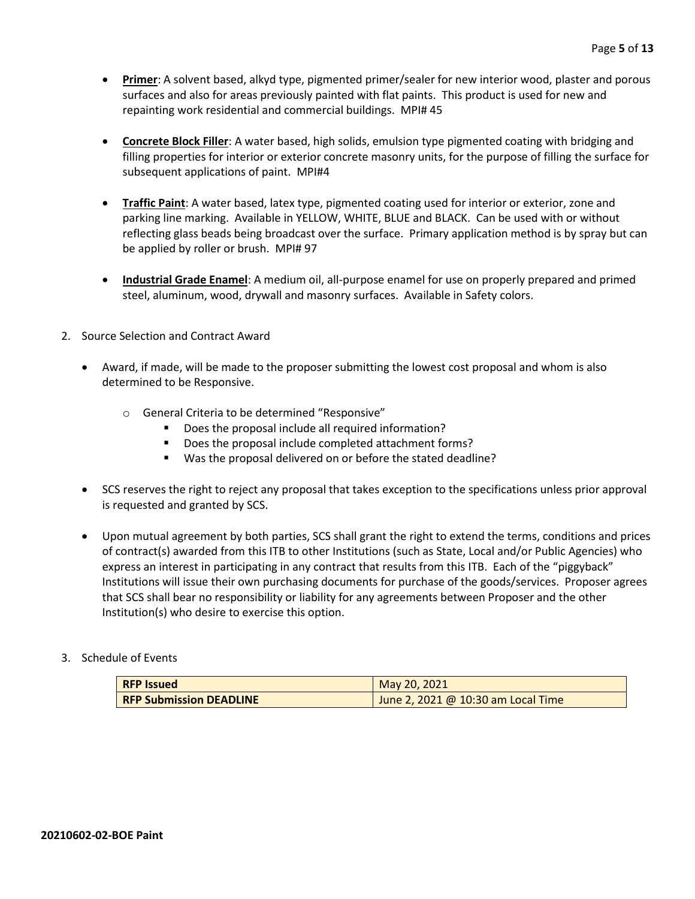- **Primer**: A solvent based, alkyd type, pigmented primer/sealer for new interior wood, plaster and porous surfaces and also for areas previously painted with flat paints. This product is used for new and repainting work residential and commercial buildings. MPI# 45

- **Concrete Block Filler**: A water based, high solids, emulsion type pigmented coating with bridging and filling properties for interior or exterior concrete masonry units, for the purpose of filling the surface for subsequent applications of paint. MPI#4

- **Traffic Paint**: A water based, latex type, pigmented coating used for interior or exterior, zone and parking line marking. Available in YELLOW, WHITE, BLUE and BLACK. Can be used with or without reflecting glass beads being broadcast over the surface. Primary application method is by spray but can be applied by roller or brush. MPI# 97

- **Industrial Grade Enamel**: A medium oil, all-purpose enamel for use on properly prepared and primed steel, aluminum, wood, drywall and masonry surfaces. Available in Safety colors.

2. Source Selection and Contract Award

   - Award, if made, will be made to the proposer submitting the lowest cost proposal and whom is also determined to be Responsive.
     - General Criteria to be determined "Responsive"
       - Does the proposal include all required information?
       - Does the proposal include completed attachment forms?
       - Was the proposal delivered on or before the stated deadline?

   - SCS reserves the right to reject any proposal that takes exception to the specifications unless prior approval is requested and granted by SCS.

   - Upon mutual agreement by both parties, SCS shall grant the right to extend the terms, conditions and prices of contract(s) awarded from this ITB to other Institutions (such as State, Local and/or Public Agencies) who express an interest in participating in any contract that results from this ITB. Each of the "piggyback" Institutions will issue their own purchasing documents for purchase of the goods/services. Proposer agrees that SCS shall bear no responsibility or liability for any agreements between Proposer and the other Institution(s) who desire to exercise this option.

3. Schedule of Events

| **RFP Issued** | May 20, 2021 |
|---|---|
| **RFP Submission DEADLINE** | June 2, 2021 @ 10:30 am Local Time |

**20210602-02-BOE Paint**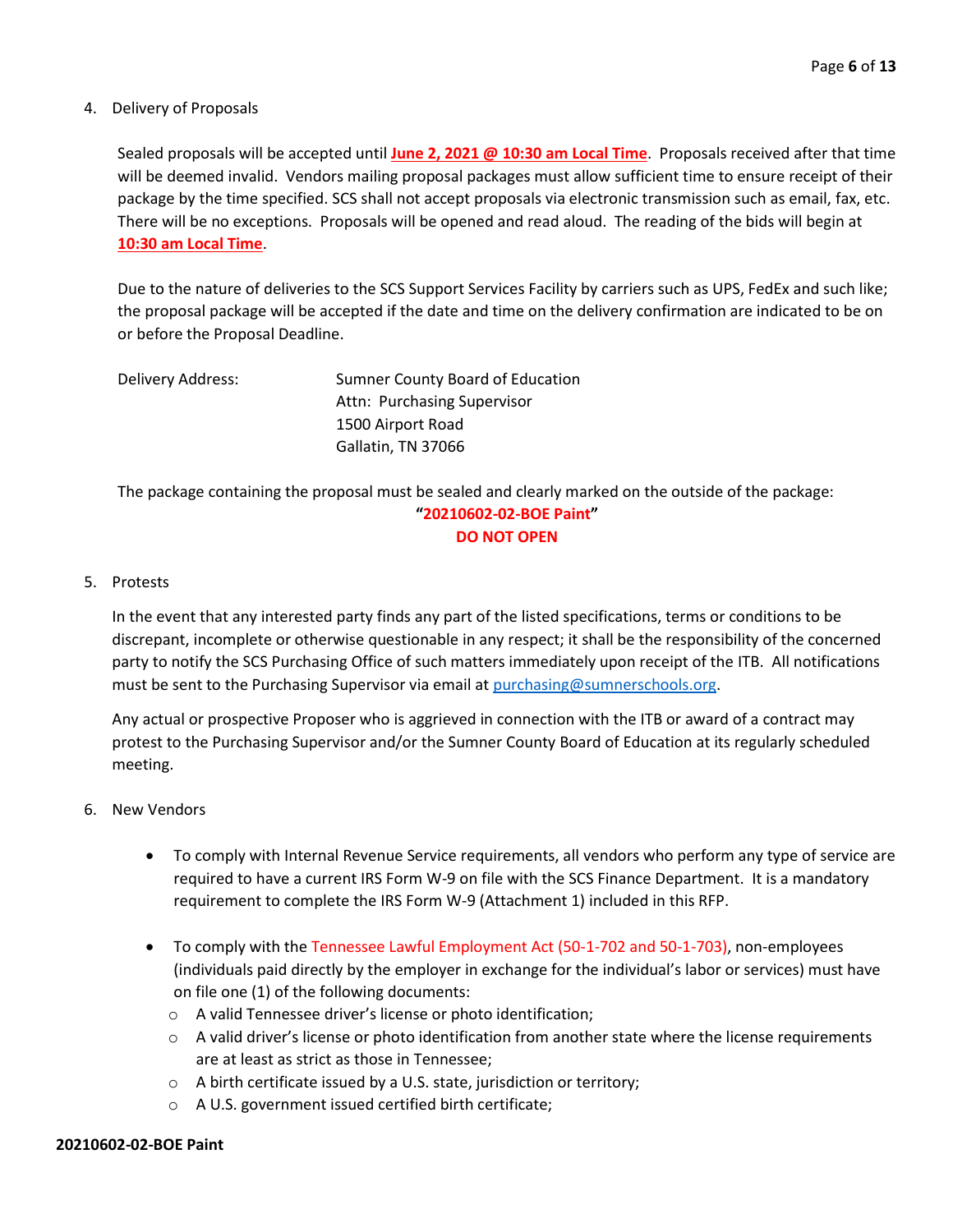4. Delivery of Proposals

   Sealed proposals will be accepted until **June 2, 2021 @ 10:30 am Local Time**. Proposals received after that time will be deemed invalid. Vendors mailing proposal packages must allow sufficient time to ensure receipt of their package by the time specified. SCS shall not accept proposals via electronic transmission such as email, fax, etc. There will be no exceptions. Proposals will be opened and read aloud. The reading of the bids will begin at **10:30 am Local Time**.

   Due to the nature of deliveries to the SCS Support Services Facility by carriers such as UPS, FedEx and such like; the proposal package will be accepted if the date and time on the delivery confirmation are indicated to be on or before the Proposal Deadline.

   Delivery Address: Sumner County Board of Education
   Attn: Purchasing Supervisor
   1500 Airport Road
   Gallatin, TN 37066

   The package containing the proposal must be sealed and clearly marked on the outside of the package:

   **"20210602-02-BOE Paint"**
   **DO NOT OPEN**

5. Protests

   In the event that any interested party finds any part of the listed specifications, terms or conditions to be discrepant, incomplete or otherwise questionable in any respect; it shall be the responsibility of the concerned party to notify the SCS Purchasing Office of such matters immediately upon receipt of the ITB. All notifications must be sent to the Purchasing Supervisor via email at purchasing@sumnerschools.org.

   Any actual or prospective Proposer who is aggrieved in connection with the ITB or award of a contract may protest to the Purchasing Supervisor and/or the Sumner County Board of Education at its regularly scheduled meeting.

6. New Vendors

   - To comply with Internal Revenue Service requirements, all vendors who perform any type of service are required to have a current IRS Form W-9 on file with the SCS Finance Department. It is a mandatory requirement to complete the IRS Form W-9 (Attachment 1) included in this RFP.
   - To comply with the Tennessee Lawful Employment Act (50-1-702 and 50-1-703), non-employees (individuals paid directly by the employer in exchange for the individual's labor or services) must have on file one (1) of the following documents:
     - A valid Tennessee driver's license or photo identification;
     - A valid driver's license or photo identification from another state where the license requirements are at least as strict as those in Tennessee;
     - A birth certificate issued by a U.S. state, jurisdiction or territory;
     - A U.S. government issued certified birth certificate;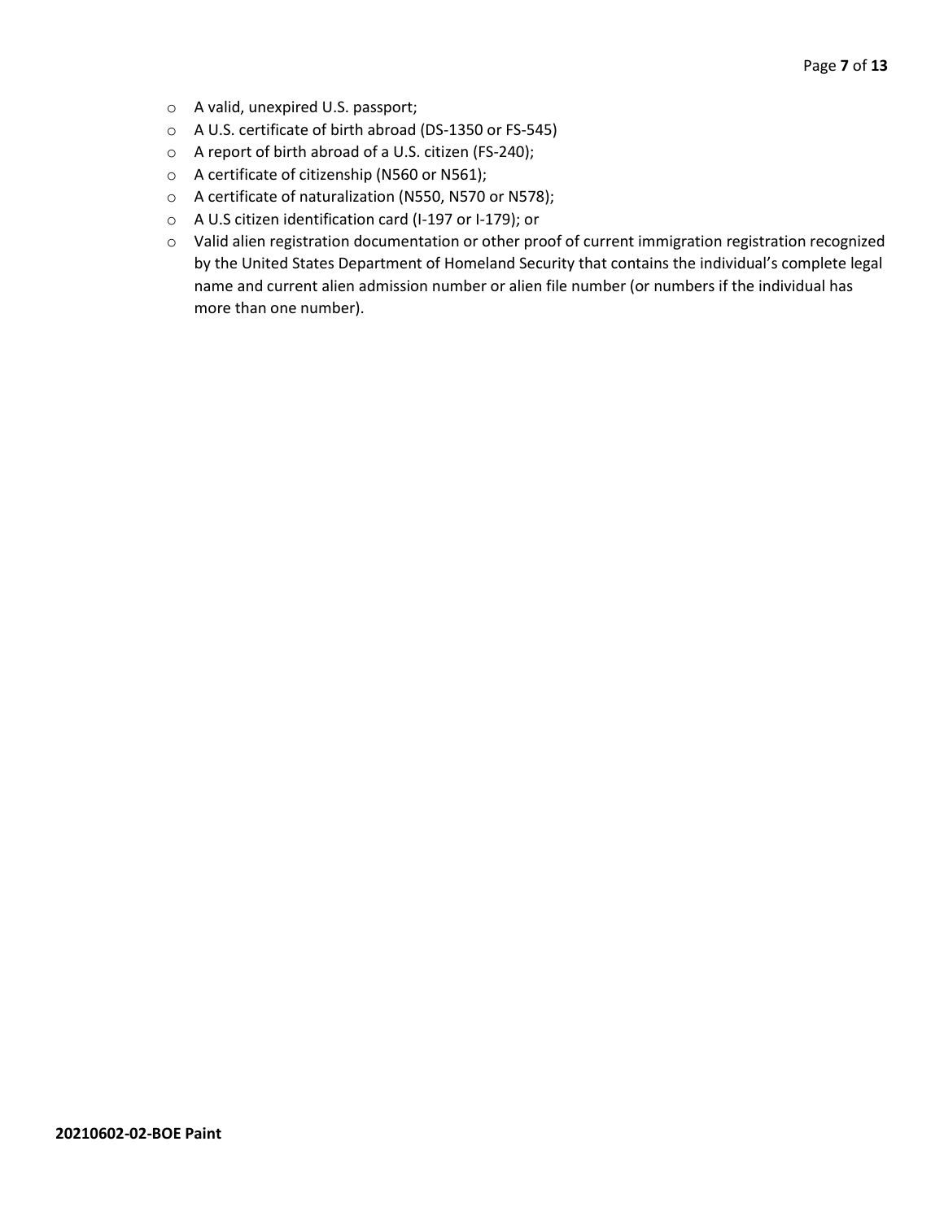- A valid, unexpired U.S. passport;
- A U.S. certificate of birth abroad (DS-1350 or FS-545)
- A report of birth abroad of a U.S. citizen (FS-240);
- A certificate of citizenship (N560 or N561);
- A certificate of naturalization (N550, N570 or N578);
- A U.S citizen identification card (I-197 or I-179); or
- Valid alien registration documentation or other proof of current immigration registration recognized by the United States Department of Homeland Security that contains the individual's complete legal name and current alien admission number or alien file number (or numbers if the individual has more than one number).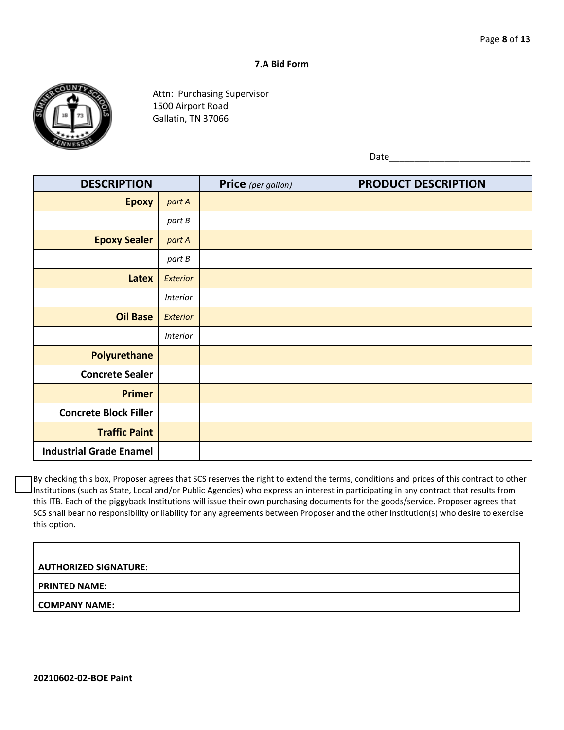## 7.A Bid Form

Attn: Purchasing Supervisor
1500 Airport Road
Gallatin, TN 37066

Date____________________________

| DESCRIPTION | | Price *(per gallon)* | PRODUCT DESCRIPTION |
|---|---|---|---|
| **Epoxy** | *part A* | | |
| | *part B* | | |
| **Epoxy Sealer** | *part A* | | |
| | *part B* | | |
| **Latex** | *Exterior* | | |
| | *Interior* | | |
| **Oil Base** | *Exterior* | | |
| | *Interior* | | |
| **Polyurethane** | | | |
| **Concrete Sealer** | | | |
| **Primer** | | | |
| **Concrete Block Filler** | | | |
| **Traffic Paint** | | | |
| **Industrial Grade Enamel** | | | |

☐ By checking this box, Proposer agrees that SCS reserves the right to extend the terms, conditions and prices of this contract to other Institutions (such as State, Local and/or Public Agencies) who express an interest in participating in any contract that results from this ITB. Each of the piggyback Institutions will issue their own purchasing documents for the goods/service. Proposer agrees that SCS shall bear no responsibility or liability for any agreements between Proposer and the other Institution(s) who desire to exercise this option.

| | |
|---|---|
| **AUTHORIZED SIGNATURE:** | |
| **PRINTED NAME:** | |
| **COMPANY NAME:** | |

**20210602-02-BOE Paint**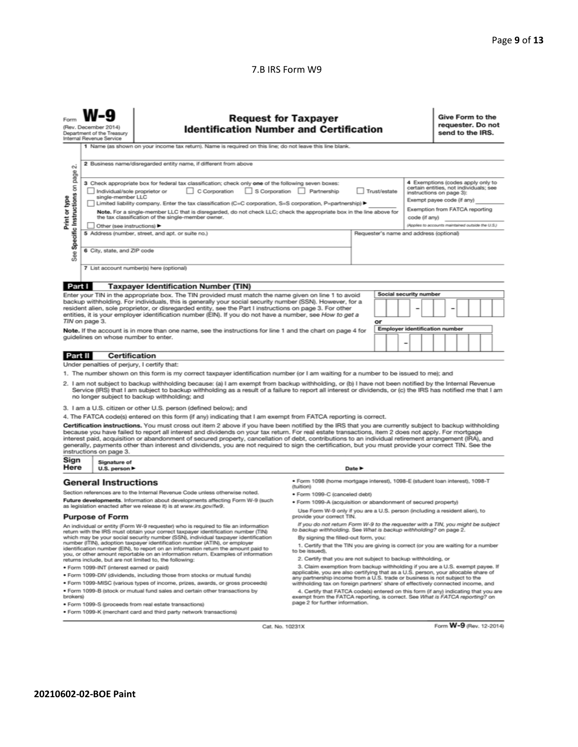7.B IRS Form W9

Form **W-9**
(Rev. December 2014)
Department of the Treasury
Internal Revenue Service

# Request for Taxpayer Identification Number and Certification

**Give Form to the requester. Do not send to the IRS.**

Print or type
See **Specific Instructions** on page 2.

1 Name (as shown on your income tax return). Name is required on this line; do not leave this line blank.

2 Business name/disregarded entity name, if different from above

3 Check appropriate box for federal tax classification; check only **one** of the following seven boxes:

☐ Individual/sole proprietor or single-member LLC ☐ C Corporation ☐ S Corporation ☐ Partnership ☐ Trust/estate

☐ Limited liability company. Enter the tax classification (C=C corporation, S=S corporation, P=partnership) ► ________

**Note.** For a single-member LLC that is disregarded, do not check LLC; check the appropriate box in the line above for the tax classification of the single-member owner.

☐ Other (see instructions) ►

4 Exemptions (codes apply only to certain entities, not individuals; see instructions on page 3):

Exempt payee code (if any) ________

Exemption from FATCA reporting code (if any) ________

*(Applies to accounts maintained outside the U.S.)*

5 Address (number, street, and apt. or suite no.)

Requester's name and address (optional)

6 City, state, and ZIP code

7 List account number(s) here (optional)

## Part I Taxpayer Identification Number (TIN)

Enter your TIN in the appropriate box. The TIN provided must match the name given on line 1 to avoid backup withholding. For individuals, this is generally your social security number (SSN). However, for a resident alien, sole proprietor, or disregarded entity, see the Part I instructions on page 3. For other entities, it is your employer identification number (EIN). If you do not have a number, see *How to get a TIN* on page 3.

**Note.** If the account is in more than one name, see the instructions for line 1 and the chart on page 4 for guidelines on whose number to enter.

**Social security number**

☐☐☐ – ☐☐ – ☐☐☐☐

**or**

**Employer identification number**

☐☐ – ☐☐☐☐☐☐☐

## Part II Certification

Under penalties of perjury, I certify that:

1. The number shown on this form is my correct taxpayer identification number (or I am waiting for a number to be issued to me); and
2. I am not subject to backup withholding because: (a) I am exempt from backup withholding, or (b) I have not been notified by the Internal Revenue Service (IRS) that I am subject to backup withholding as a result of a failure to report all interest or dividends, or (c) the IRS has notified me that I am no longer subject to backup withholding; and
3. I am a U.S. citizen or other U.S. person (defined below); and
4. The FATCA code(s) entered on this form (if any) indicating that I am exempt from FATCA reporting is correct.

**Certification instructions.** You must cross out item 2 above if you have been notified by the IRS that you are currently subject to backup withholding because you have failed to report all interest and dividends on your tax return. For real estate transactions, item 2 does not apply. For mortgage interest paid, acquisition or abandonment of secured property, cancellation of debt, contributions to an individual retirement arrangement (IRA), and generally, payments other than interest and dividends, you are not required to sign the certification, but you must provide your correct TIN. See the instructions on page 3.

**Sign Here** Signature of U.S. person ► Date ►

## General Instructions

Section references are to the Internal Revenue Code unless otherwise noted.

**Future developments.** Information about developments affecting Form W-9 (such as legislation enacted after we release it) is at *www.irs.gov/fw9*.

### Purpose of Form

An individual or entity (Form W-9 requester) who is required to file an information return with the IRS must obtain your correct taxpayer identification number (TIN) which may be your social security number (SSN), individual taxpayer identification number (ITIN), adoption taxpayer identification number (ATIN), or employer identification number (EIN), to report on an information return the amount paid to you, or other amount reportable on an information return. Examples of information returns include, but are not limited to, the following:

- Form 1099-INT (interest earned or paid)
- Form 1099-DIV (dividends, including those from stocks or mutual funds)
- Form 1099-MISC (various types of income, prizes, awards, or gross proceeds)
- Form 1099-B (stock or mutual fund sales and certain other transactions by brokers)
- Form 1099-S (proceeds from real estate transactions)
- Form 1099-K (merchant card and third party network transactions)
- Form 1098 (home mortgage interest), 1098-E (student loan interest), 1098-T (tuition)
- Form 1099-C (canceled debt)
- Form 1099-A (acquisition or abandonment of secured property)

Use Form W-9 only if you are a U.S. person (including a resident alien), to provide your correct TIN.

*If you do not return Form W-9 to the requester with a TIN, you might be subject to backup withholding. See What is backup withholding? on page 2.*

By signing the filled-out form, you:

1. Certify that the TIN you are giving is correct (or you are waiting for a number to be issued),
2. Certify that you are not subject to backup withholding, or
3. Claim exemption from backup withholding if you are a U.S. exempt payee. If applicable, you are also certifying that as a U.S. person, your allocable share of any partnership income from a U.S. trade or business is not subject to the withholding tax on foreign partners' share of effectively connected income, and
4. Certify that FATCA code(s) entered on this form (if any) indicating that you are exempt from the FATCA reporting, is correct. See *What is FATCA reporting?* on page 2 for further information.

Cat. No. 10231X

Form **W-9** (Rev. 12-2014)

**20210602-02-BOE Paint**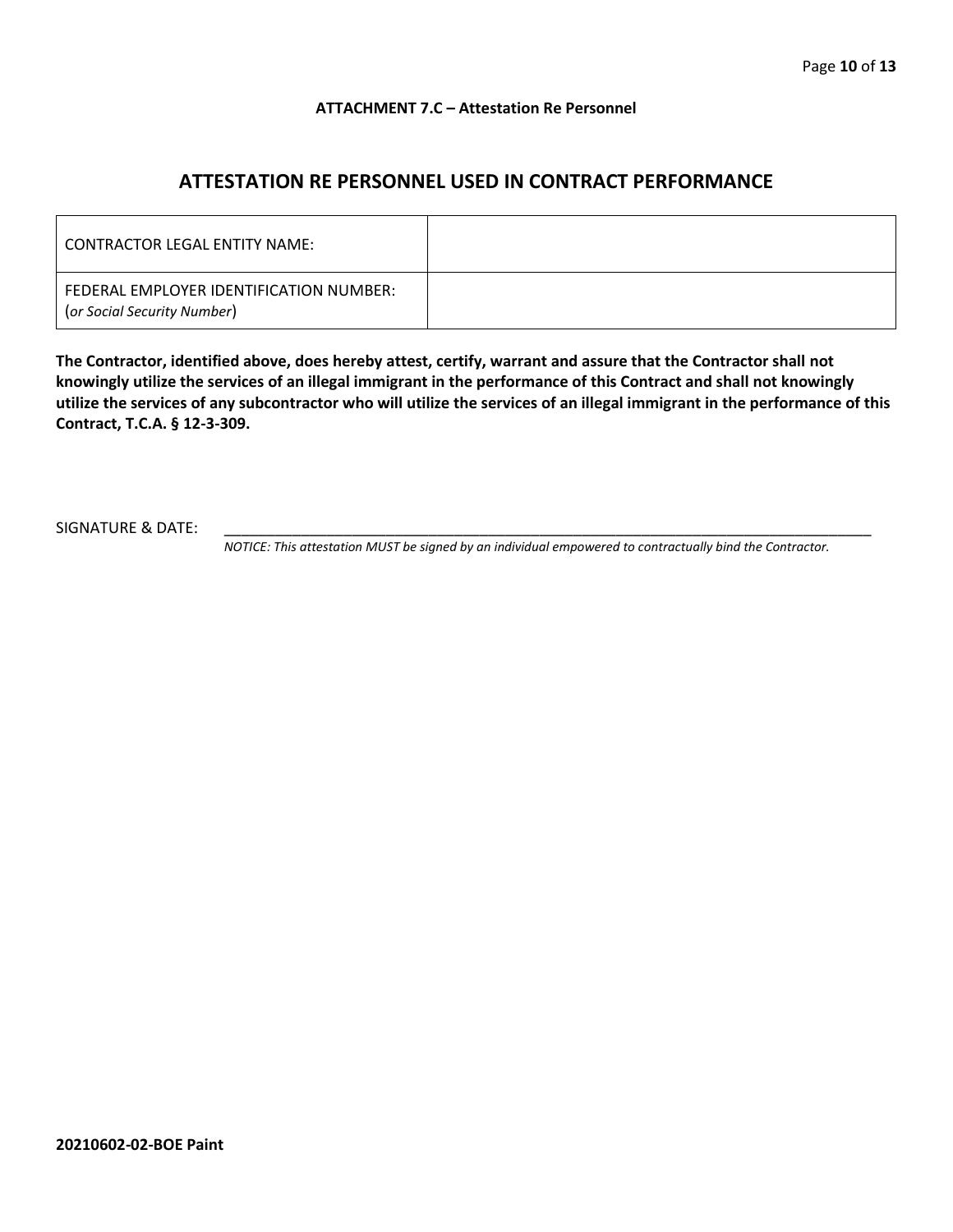**ATTACHMENT 7.C – Attestation Re Personnel**

## ATTESTATION RE PERSONNEL USED IN CONTRACT PERFORMANCE

| CONTRACTOR LEGAL ENTITY NAME: | |
|---|---|
| FEDERAL EMPLOYER IDENTIFICATION NUMBER: (*or Social Security Number*) | |

**The Contractor, identified above, does hereby attest, certify, warrant and assure that the Contractor shall not knowingly utilize the services of an illegal immigrant in the performance of this Contract and shall not knowingly utilize the services of any subcontractor who will utilize the services of an illegal immigrant in the performance of this Contract, T.C.A. § 12-3-309.**

SIGNATURE & DATE: ___________________________________________________________________________

*NOTICE: This attestation MUST be signed by an individual empowered to contractually bind the Contractor.*

**20210602-02-BOE Paint**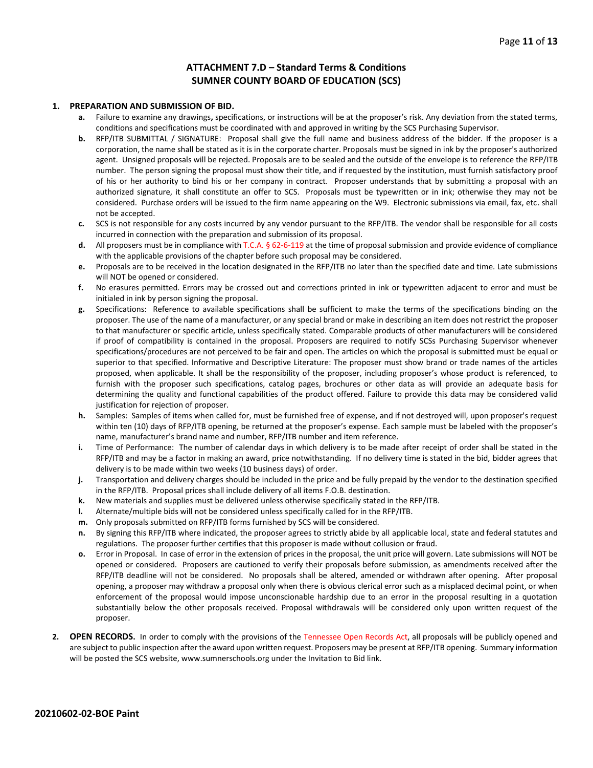# ATTACHMENT 7.D – Standard Terms & Conditions
# SUMNER COUNTY BOARD OF EDUCATION (SCS)

**1. PREPARATION AND SUBMISSION OF BID.**

- **a.** Failure to examine any drawings**,** specifications, or instructions will be at the proposer's risk. Any deviation from the stated terms, conditions and specifications must be coordinated with and approved in writing by the SCS Purchasing Supervisor.
- **b.** RFP/ITB SUBMITTAL / SIGNATURE: Proposal shall give the full name and business address of the bidder. If the proposer is a corporation, the name shall be stated as it is in the corporate charter. Proposals must be signed in ink by the proposer's authorized agent. Unsigned proposals will be rejected. Proposals are to be sealed and the outside of the envelope is to reference the RFP/ITB number. The person signing the proposal must show their title, and if requested by the institution, must furnish satisfactory proof of his or her authority to bind his or her company in contract. Proposer understands that by submitting a proposal with an authorized signature, it shall constitute an offer to SCS. Proposals must be typewritten or in ink; otherwise they may not be considered. Purchase orders will be issued to the firm name appearing on the W9. Electronic submissions via email, fax, etc. shall not be accepted.
- **c.** SCS is not responsible for any costs incurred by any vendor pursuant to the RFP/ITB. The vendor shall be responsible for all costs incurred in connection with the preparation and submission of its proposal.
- **d.** All proposers must be in compliance with T.C.A. § 62-6-119 at the time of proposal submission and provide evidence of compliance with the applicable provisions of the chapter before such proposal may be considered.
- **e.** Proposals are to be received in the location designated in the RFP/ITB no later than the specified date and time. Late submissions will NOT be opened or considered.
- **f.** No erasures permitted. Errors may be crossed out and corrections printed in ink or typewritten adjacent to error and must be initialed in ink by person signing the proposal.
- **g.** Specifications: Reference to available specifications shall be sufficient to make the terms of the specifications binding on the proposer. The use of the name of a manufacturer, or any special brand or make in describing an item does not restrict the proposer to that manufacturer or specific article, unless specifically stated. Comparable products of other manufacturers will be considered if proof of compatibility is contained in the proposal. Proposers are required to notify SCSs Purchasing Supervisor whenever specifications/procedures are not perceived to be fair and open. The articles on which the proposal is submitted must be equal or superior to that specified. Informative and Descriptive Literature: The proposer must show brand or trade names of the articles proposed, when applicable. It shall be the responsibility of the proposer, including proposer's whose product is referenced, to furnish with the proposer such specifications, catalog pages, brochures or other data as will provide an adequate basis for determining the quality and functional capabilities of the product offered. Failure to provide this data may be considered valid justification for rejection of proposer.
- **h.** Samples: Samples of items when called for, must be furnished free of expense, and if not destroyed will, upon proposer's request within ten (10) days of RFP/ITB opening, be returned at the proposer's expense. Each sample must be labeled with the proposer's name, manufacturer's brand name and number, RFP/ITB number and item reference.
- **i.** Time of Performance: The number of calendar days in which delivery is to be made after receipt of order shall be stated in the RFP/ITB and may be a factor in making an award, price notwithstanding. If no delivery time is stated in the bid, bidder agrees that delivery is to be made within two weeks (10 business days) of order.
- **j.** Transportation and delivery charges should be included in the price and be fully prepaid by the vendor to the destination specified in the RFP/ITB. Proposal prices shall include delivery of all items F.O.B. destination.
- **k.** New materials and supplies must be delivered unless otherwise specifically stated in the RFP/ITB.
- **l.** Alternate/multiple bids will not be considered unless specifically called for in the RFP/ITB.
- **m.** Only proposals submitted on RFP/ITB forms furnished by SCS will be considered.
- **n.** By signing this RFP/ITB where indicated, the proposer agrees to strictly abide by all applicable local, state and federal statutes and regulations. The proposer further certifies that this proposer is made without collusion or fraud.
- **o.** Error in Proposal. In case of error in the extension of prices in the proposal, the unit price will govern. Late submissions will NOT be opened or considered. Proposers are cautioned to verify their proposals before submission, as amendments received after the RFP/ITB deadline will not be considered. No proposals shall be altered, amended or withdrawn after opening. After proposal opening, a proposer may withdraw a proposal only when there is obvious clerical error such as a misplaced decimal point, or when enforcement of the proposal would impose unconscionable hardship due to an error in the proposal resulting in a quotation substantially below the other proposals received. Proposal withdrawals will be considered only upon written request of the proposer.

**2. OPEN RECORDS.** In order to comply with the provisions of the Tennessee Open Records Act, all proposals will be publicly opened and are subject to public inspection after the award upon written request. Proposers may be present at RFP/ITB opening. Summary information will be posted the SCS website, www.sumnerschools.org under the Invitation to Bid link.

**20210602-02-BOE Paint**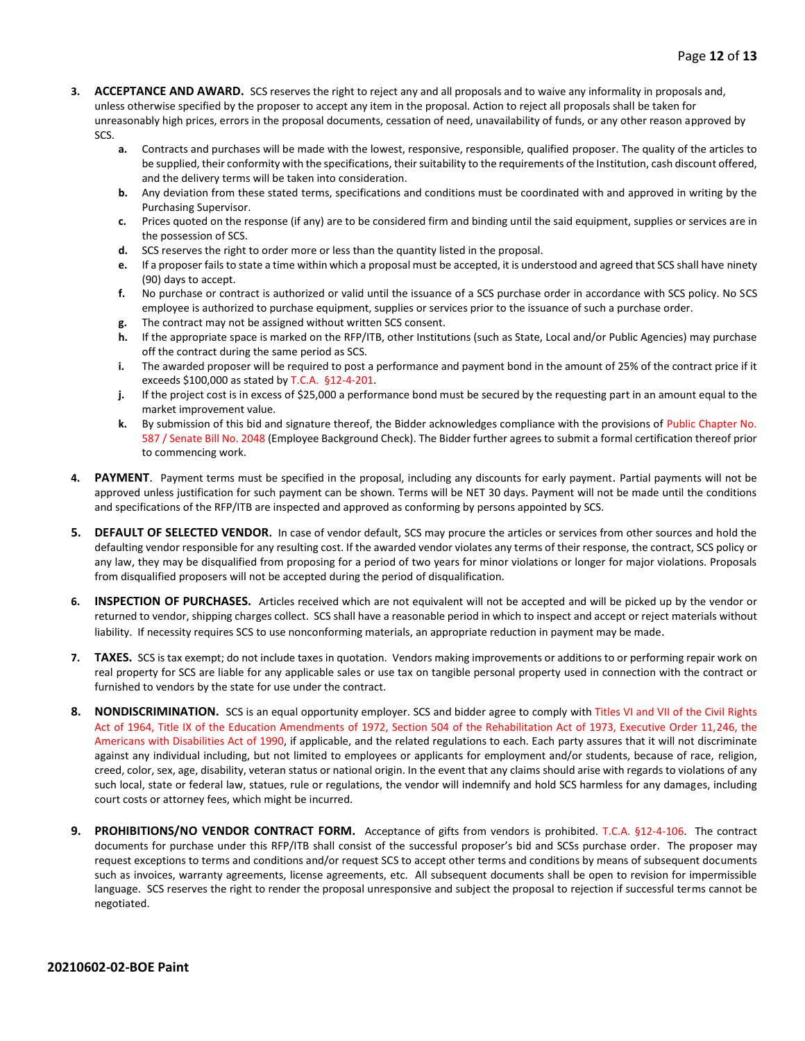3. **ACCEPTANCE AND AWARD.** SCS reserves the right to reject any and all proposals and to waive any informality in proposals and, unless otherwise specified by the proposer to accept any item in the proposal. Action to reject all proposals shall be taken for unreasonably high prices, errors in the proposal documents, cessation of need, unavailability of funds, or any other reason approved by SCS.
   - **a.** Contracts and purchases will be made with the lowest, responsive, responsible, qualified proposer. The quality of the articles to be supplied, their conformity with the specifications, their suitability to the requirements of the Institution, cash discount offered, and the delivery terms will be taken into consideration.
   - **b.** Any deviation from these stated terms, specifications and conditions must be coordinated with and approved in writing by the Purchasing Supervisor.
   - **c.** Prices quoted on the response (if any) are to be considered firm and binding until the said equipment, supplies or services are in the possession of SCS.
   - **d.** SCS reserves the right to order more or less than the quantity listed in the proposal.
   - **e.** If a proposer fails to state a time within which a proposal must be accepted, it is understood and agreed that SCS shall have ninety (90) days to accept.
   - **f.** No purchase or contract is authorized or valid until the issuance of a SCS purchase order in accordance with SCS policy. No SCS employee is authorized to purchase equipment, supplies or services prior to the issuance of such a purchase order.
   - **g.** The contract may not be assigned without written SCS consent.
   - **h.** If the appropriate space is marked on the RFP/ITB, other Institutions (such as State, Local and/or Public Agencies) may purchase off the contract during the same period as SCS.
   - **i.** The awarded proposer will be required to post a performance and payment bond in the amount of 25% of the contract price if it exceeds $100,000 as stated by T.C.A. §12-4-201.
   - **j.** If the project cost is in excess of $25,000 a performance bond must be secured by the requesting part in an amount equal to the market improvement value.
   - **k.** By submission of this bid and signature thereof, the Bidder acknowledges compliance with the provisions of Public Chapter No. 587 / Senate Bill No. 2048 (Employee Background Check). The Bidder further agrees to submit a formal certification thereof prior to commencing work.

4. **PAYMENT**. Payment terms must be specified in the proposal, including any discounts for early payment. Partial payments will not be approved unless justification for such payment can be shown. Terms will be NET 30 days. Payment will not be made until the conditions and specifications of the RFP/ITB are inspected and approved as conforming by persons appointed by SCS.

5. **DEFAULT OF SELECTED VENDOR.** In case of vendor default, SCS may procure the articles or services from other sources and hold the defaulting vendor responsible for any resulting cost. If the awarded vendor violates any terms of their response, the contract, SCS policy or any law, they may be disqualified from proposing for a period of two years for minor violations or longer for major violations. Proposals from disqualified proposers will not be accepted during the period of disqualification.

6. **INSPECTION OF PURCHASES.** Articles received which are not equivalent will not be accepted and will be picked up by the vendor or returned to vendor, shipping charges collect. SCS shall have a reasonable period in which to inspect and accept or reject materials without liability. If necessity requires SCS to use nonconforming materials, an appropriate reduction in payment may be made.

7. **TAXES.** SCS is tax exempt; do not include taxes in quotation. Vendors making improvements or additions to or performing repair work on real property for SCS are liable for any applicable sales or use tax on tangible personal property used in connection with the contract or furnished to vendors by the state for use under the contract.

8. **NONDISCRIMINATION.** SCS is an equal opportunity employer. SCS and bidder agree to comply with Titles VI and VII of the Civil Rights Act of 1964, Title IX of the Education Amendments of 1972, Section 504 of the Rehabilitation Act of 1973, Executive Order 11,246, the Americans with Disabilities Act of 1990, if applicable, and the related regulations to each. Each party assures that it will not discriminate against any individual including, but not limited to employees or applicants for employment and/or students, because of race, religion, creed, color, sex, age, disability, veteran status or national origin. In the event that any claims should arise with regards to violations of any such local, state or federal law, statues, rule or regulations, the vendor will indemnify and hold SCS harmless for any damages, including court costs or attorney fees, which might be incurred.

9. **PROHIBITIONS/NO VENDOR CONTRACT FORM.** Acceptance of gifts from vendors is prohibited. T.C.A. §12-4-106. The contract documents for purchase under this RFP/ITB shall consist of the successful proposer's bid and SCSs purchase order. The proposer may request exceptions to terms and conditions and/or request SCS to accept other terms and conditions by means of subsequent documents such as invoices, warranty agreements, license agreements, etc. All subsequent documents shall be open to revision for impermissible language. SCS reserves the right to render the proposal unresponsive and subject the proposal to rejection if successful terms cannot be negotiated.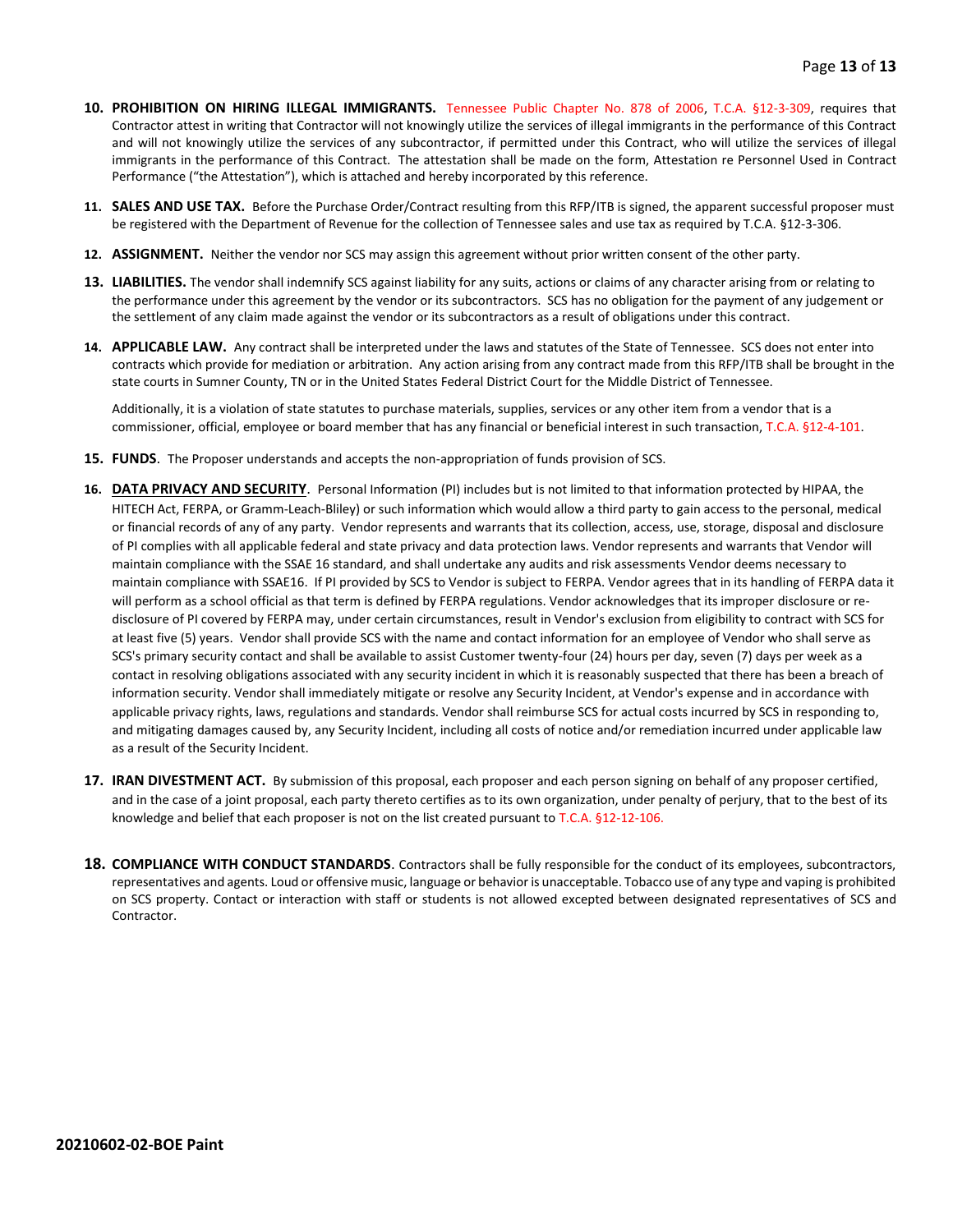10. **PROHIBITION ON HIRING ILLEGAL IMMIGRANTS.** Tennessee Public Chapter No. 878 of 2006, T.C.A. §12-3-309, requires that Contractor attest in writing that Contractor will not knowingly utilize the services of illegal immigrants in the performance of this Contract and will not knowingly utilize the services of any subcontractor, if permitted under this Contract, who will utilize the services of illegal immigrants in the performance of this Contract. The attestation shall be made on the form, Attestation re Personnel Used in Contract Performance ("the Attestation"), which is attached and hereby incorporated by this reference.

11. **SALES AND USE TAX.** Before the Purchase Order/Contract resulting from this RFP/ITB is signed, the apparent successful proposer must be registered with the Department of Revenue for the collection of Tennessee sales and use tax as required by T.C.A. §12-3-306.

12. **ASSIGNMENT.** Neither the vendor nor SCS may assign this agreement without prior written consent of the other party.

13. **LIABILITIES.** The vendor shall indemnify SCS against liability for any suits, actions or claims of any character arising from or relating to the performance under this agreement by the vendor or its subcontractors. SCS has no obligation for the payment of any judgement or the settlement of any claim made against the vendor or its subcontractors as a result of obligations under this contract.

14. **APPLICABLE LAW.** Any contract shall be interpreted under the laws and statutes of the State of Tennessee. SCS does not enter into contracts which provide for mediation or arbitration. Any action arising from any contract made from this RFP/ITB shall be brought in the state courts in Sumner County, TN or in the United States Federal District Court for the Middle District of Tennessee.

    Additionally, it is a violation of state statutes to purchase materials, supplies, services or any other item from a vendor that is a commissioner, official, employee or board member that has any financial or beneficial interest in such transaction, T.C.A. §12-4-101.

15. **FUNDS**. The Proposer understands and accepts the non-appropriation of funds provision of SCS.

16. **DATA PRIVACY AND SECURITY**. Personal Information (PI) includes but is not limited to that information protected by HIPAA, the HITECH Act, FERPA, or Gramm-Leach-Bliley) or such information which would allow a third party to gain access to the personal, medical or financial records of any of any party. Vendor represents and warrants that its collection, access, use, storage, disposal and disclosure of PI complies with all applicable federal and state privacy and data protection laws. Vendor represents and warrants that Vendor will maintain compliance with the SSAE 16 standard, and shall undertake any audits and risk assessments Vendor deems necessary to maintain compliance with SSAE16. If PI provided by SCS to Vendor is subject to FERPA. Vendor agrees that in its handling of FERPA data it will perform as a school official as that term is defined by FERPA regulations. Vendor acknowledges that its improper disclosure or re-disclosure of PI covered by FERPA may, under certain circumstances, result in Vendor's exclusion from eligibility to contract with SCS for at least five (5) years. Vendor shall provide SCS with the name and contact information for an employee of Vendor who shall serve as SCS's primary security contact and shall be available to assist Customer twenty-four (24) hours per day, seven (7) days per week as a contact in resolving obligations associated with any security incident in which it is reasonably suspected that there has been a breach of information security. Vendor shall immediately mitigate or resolve any Security Incident, at Vendor's expense and in accordance with applicable privacy rights, laws, regulations and standards. Vendor shall reimburse SCS for actual costs incurred by SCS in responding to, and mitigating damages caused by, any Security Incident, including all costs of notice and/or remediation incurred under applicable law as a result of the Security Incident.

17. **IRAN DIVESTMENT ACT.** By submission of this proposal, each proposer and each person signing on behalf of any proposer certified, and in the case of a joint proposal, each party thereto certifies as to its own organization, under penalty of perjury, that to the best of its knowledge and belief that each proposer is not on the list created pursuant to T.C.A. §12-12-106.

18. **COMPLIANCE WITH CONDUCT STANDARDS**. Contractors shall be fully responsible for the conduct of its employees, subcontractors, representatives and agents. Loud or offensive music, language or behavior is unacceptable. Tobacco use of any type and vaping is prohibited on SCS property. Contact or interaction with staff or students is not allowed excepted between designated representatives of SCS and Contractor.